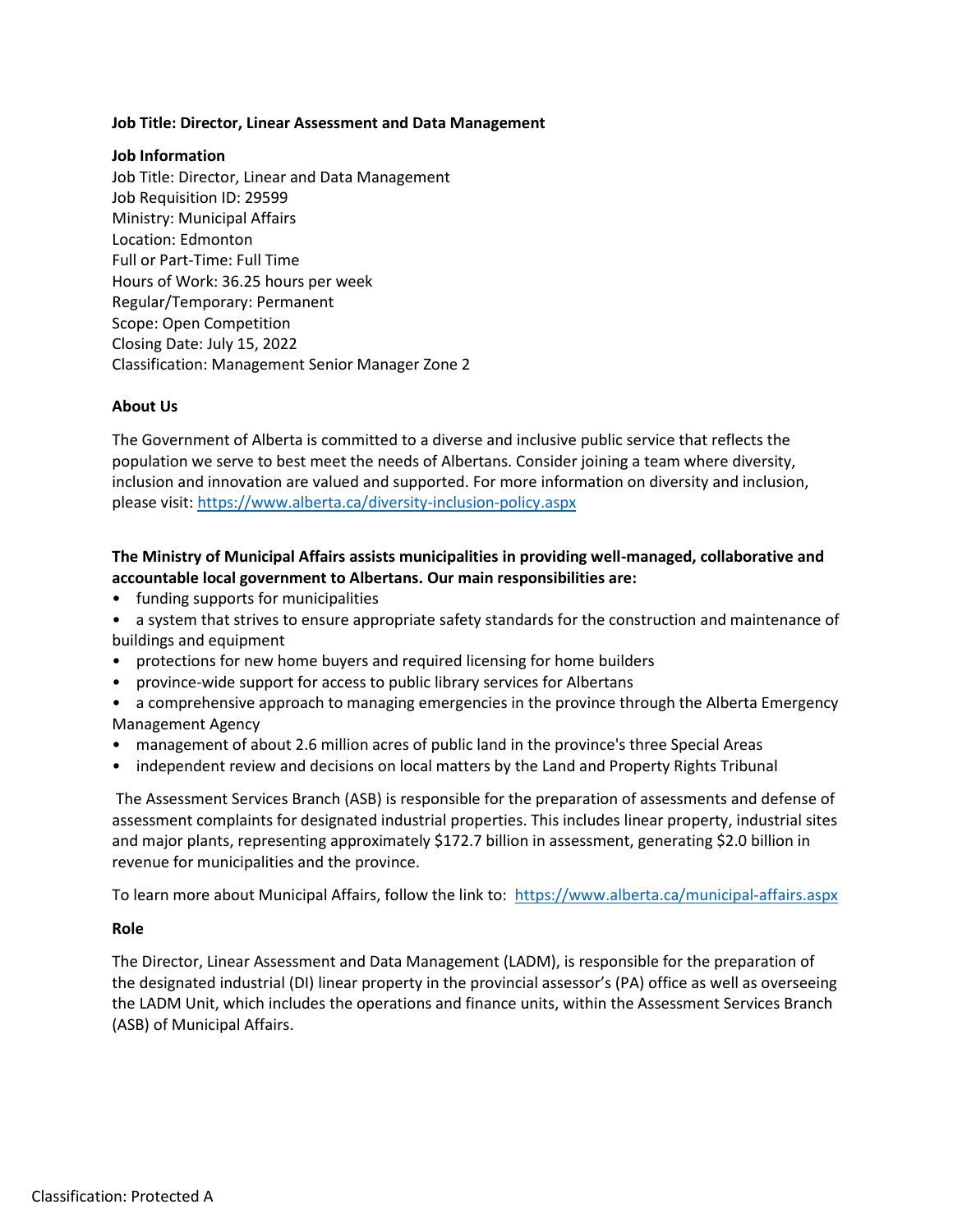**Job Title: Director, Linear Assessment and Data Management**

**Job Information**

Job Title: Director, Linear and Data Management
Job Requisition ID: 29599
Ministry: Municipal Affairs
Location: Edmonton
Full or Part-Time: Full Time
Hours of Work: 36.25 hours per week
Regular/Temporary: Permanent
Scope: Open Competition
Closing Date: July 15, 2022
Classification: Management Senior Manager Zone 2

**About Us**

The Government of Alberta is committed to a diverse and inclusive public service that reflects the population we serve to best meet the needs of Albertans. Consider joining a team where diversity, inclusion and innovation are valued and supported. For more information on diversity and inclusion, please visit: https://www.alberta.ca/diversity-inclusion-policy.aspx

**The Ministry of Municipal Affairs assists municipalities in providing well-managed, collaborative and accountable local government to Albertans. Our main responsibilities are:**

- funding supports for municipalities
- a system that strives to ensure appropriate safety standards for the construction and maintenance of buildings and equipment
- protections for new home buyers and required licensing for home builders
- province-wide support for access to public library services for Albertans
- a comprehensive approach to managing emergencies in the province through the Alberta Emergency Management Agency
- management of about 2.6 million acres of public land in the province's three Special Areas
- independent review and decisions on local matters by the Land and Property Rights Tribunal

The Assessment Services Branch (ASB) is responsible for the preparation of assessments and defense of assessment complaints for designated industrial properties. This includes linear property, industrial sites and major plants, representing approximately $172.7 billion in assessment, generating $2.0 billion in revenue for municipalities and the province.

To learn more about Municipal Affairs, follow the link to: https://www.alberta.ca/municipal-affairs.aspx

**Role**

The Director, Linear Assessment and Data Management (LADM), is responsible for the preparation of the designated industrial (DI) linear property in the provincial assessor's (PA) office as well as overseeing the LADM Unit, which includes the operations and finance units, within the Assessment Services Branch (ASB) of Municipal Affairs.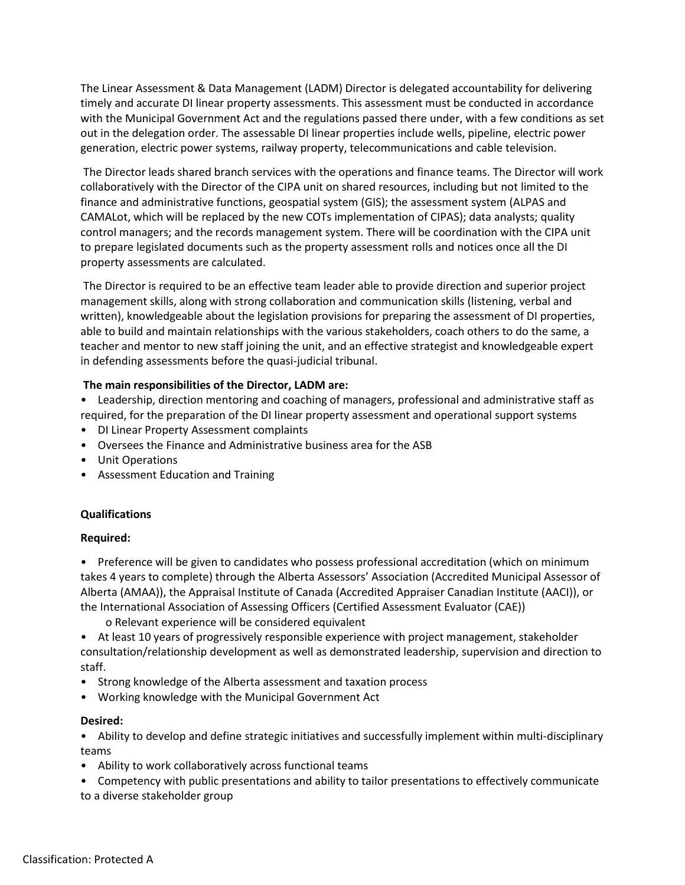The Linear Assessment & Data Management (LADM) Director is delegated accountability for delivering timely and accurate DI linear property assessments. This assessment must be conducted in accordance with the Municipal Government Act and the regulations passed there under, with a few conditions as set out in the delegation order. The assessable DI linear properties include wells, pipeline, electric power generation, electric power systems, railway property, telecommunications and cable television.

The Director leads shared branch services with the operations and finance teams. The Director will work collaboratively with the Director of the CIPA unit on shared resources, including but not limited to the finance and administrative functions, geospatial system (GIS); the assessment system (ALPAS and CAMALot, which will be replaced by the new COTs implementation of CIPAS); data analysts; quality control managers; and the records management system. There will be coordination with the CIPA unit to prepare legislated documents such as the property assessment rolls and notices once all the DI property assessments are calculated.

The Director is required to be an effective team leader able to provide direction and superior project management skills, along with strong collaboration and communication skills (listening, verbal and written), knowledgeable about the legislation provisions for preparing the assessment of DI properties, able to build and maintain relationships with the various stakeholders, coach others to do the same, a teacher and mentor to new staff joining the unit, and an effective strategist and knowledgeable expert in defending assessments before the quasi-judicial tribunal.

**The main responsibilities of the Director, LADM are:**

- Leadership, direction mentoring and coaching of managers, professional and administrative staff as required, for the preparation of the DI linear property assessment and operational support systems
- DI Linear Property Assessment complaints
- Oversees the Finance and Administrative business area for the ASB
- Unit Operations
- Assessment Education and Training

**Qualifications**

**Required:**

- Preference will be given to candidates who possess professional accreditation (which on minimum takes 4 years to complete) through the Alberta Assessors' Association (Accredited Municipal Assessor of Alberta (AMAA)), the Appraisal Institute of Canada (Accredited Appraiser Canadian Institute (AACI)), or the International Association of Assessing Officers (Certified Assessment Evaluator (CAE))
  - Relevant experience will be considered equivalent
- At least 10 years of progressively responsible experience with project management, stakeholder consultation/relationship development as well as demonstrated leadership, supervision and direction to staff.
- Strong knowledge of the Alberta assessment and taxation process
- Working knowledge with the Municipal Government Act

**Desired:**

- Ability to develop and define strategic initiatives and successfully implement within multi-disciplinary teams
- Ability to work collaboratively across functional teams
- Competency with public presentations and ability to tailor presentations to effectively communicate to a diverse stakeholder group

Classification: Protected A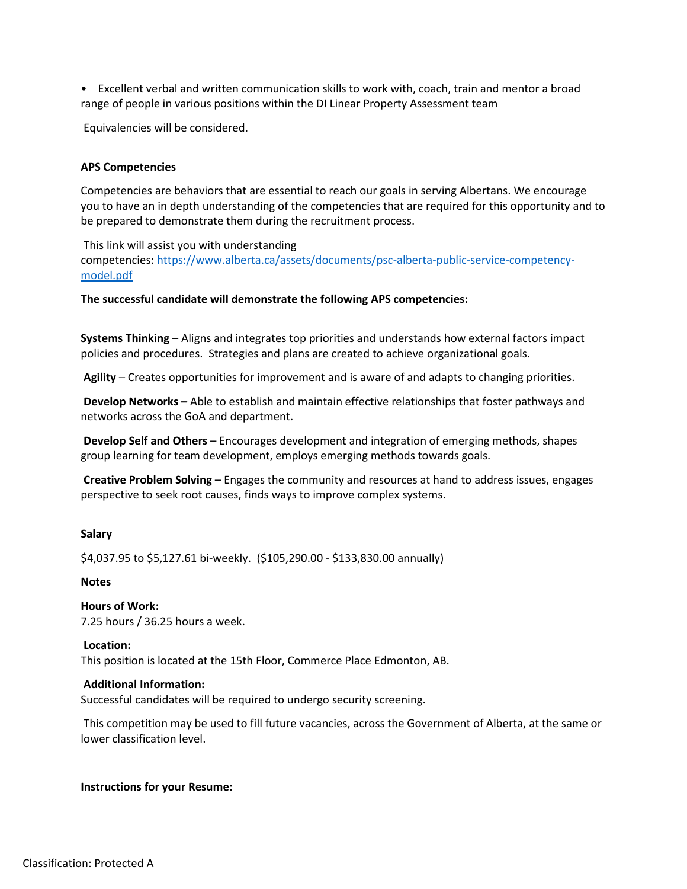- Excellent verbal and written communication skills to work with, coach, train and mentor a broad range of people in various positions within the DI Linear Property Assessment team

Equivalencies will be considered.

**APS Competencies**

Competencies are behaviors that are essential to reach our goals in serving Albertans. We encourage you to have an in depth understanding of the competencies that are required for this opportunity and to be prepared to demonstrate them during the recruitment process.

This link will assist you with understanding competencies: [https://www.alberta.ca/assets/documents/psc-alberta-public-service-competency-model.pdf](https://www.alberta.ca/assets/documents/psc-alberta-public-service-competency-model.pdf)

**The successful candidate will demonstrate the following APS competencies:**

**Systems Thinking** – Aligns and integrates top priorities and understands how external factors impact policies and procedures. Strategies and plans are created to achieve organizational goals.

**Agility** – Creates opportunities for improvement and is aware of and adapts to changing priorities.

**Develop Networks –** Able to establish and maintain effective relationships that foster pathways and networks across the GoA and department.

**Develop Self and Others** – Encourages development and integration of emerging methods, shapes group learning for team development, employs emerging methods towards goals.

**Creative Problem Solving** – Engages the community and resources at hand to address issues, engages perspective to seek root causes, finds ways to improve complex systems.

**Salary**

$4,037.95 to $5,127.61 bi-weekly. ($105,290.00 - $133,830.00 annually)

**Notes**

**Hours of Work:**
7.25 hours / 36.25 hours a week.

**Location:**
This position is located at the 15th Floor, Commerce Place Edmonton, AB.

**Additional Information:**
Successful candidates will be required to undergo security screening.

This competition may be used to fill future vacancies, across the Government of Alberta, at the same or lower classification level.

**Instructions for your Resume:**

Classification: Protected A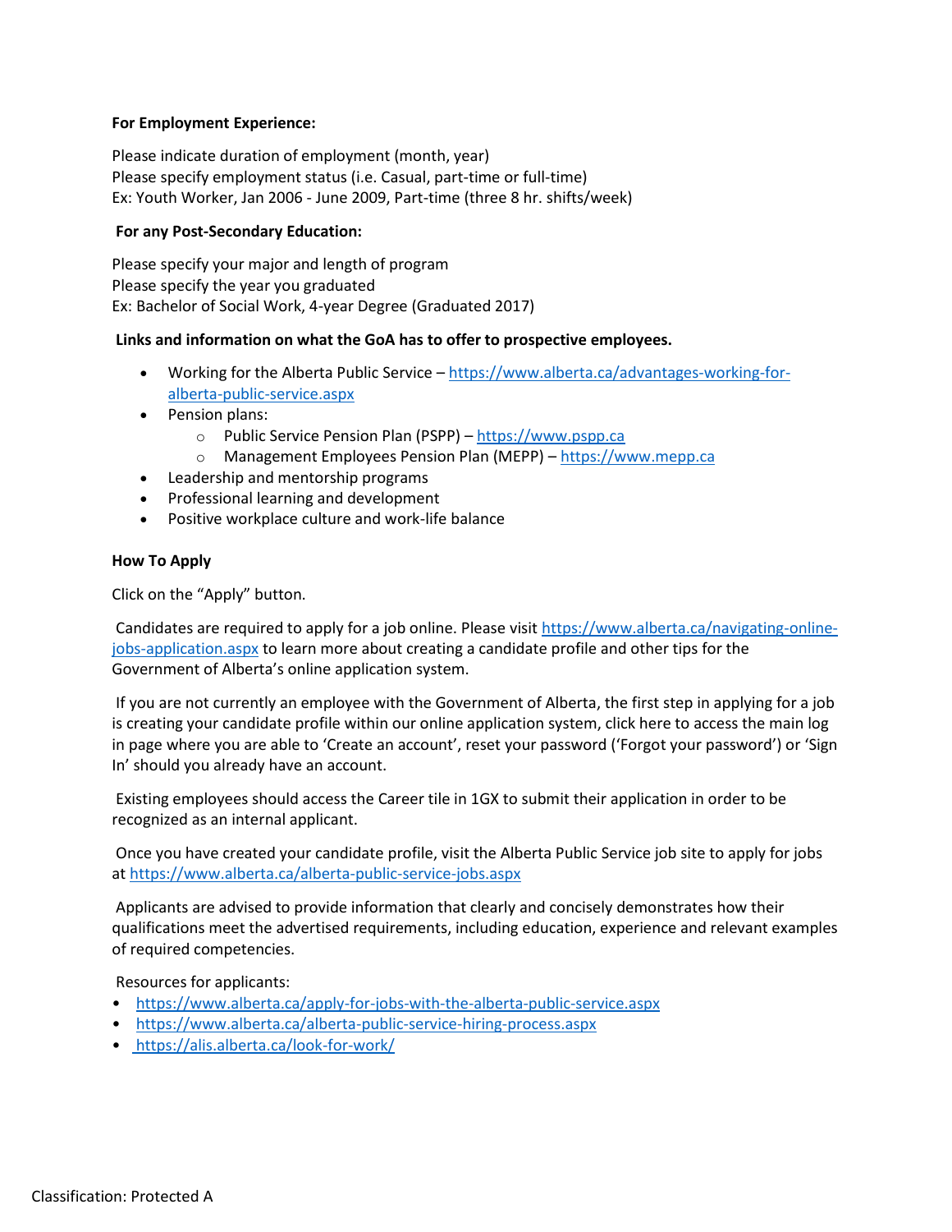**For Employment Experience:**

Please indicate duration of employment (month, year)
Please specify employment status (i.e. Casual, part-time or full-time)
Ex: Youth Worker, Jan 2006 - June 2009, Part-time (three 8 hr. shifts/week)

**For any Post-Secondary Education:**

Please specify your major and length of program
Please specify the year you graduated
Ex: Bachelor of Social Work, 4-year Degree (Graduated 2017)

**Links and information on what the GoA has to offer to prospective employees.**

- Working for the Alberta Public Service – https://www.alberta.ca/advantages-working-for-alberta-public-service.aspx
- Pension plans:
  - Public Service Pension Plan (PSPP) – https://www.pspp.ca
  - Management Employees Pension Plan (MEPP) – https://www.mepp.ca
- Leadership and mentorship programs
- Professional learning and development
- Positive workplace culture and work-life balance

**How To Apply**

Click on the "Apply" button.

Candidates are required to apply for a job online. Please visit https://www.alberta.ca/navigating-online-jobs-application.aspx to learn more about creating a candidate profile and other tips for the Government of Alberta's online application system.

If you are not currently an employee with the Government of Alberta, the first step in applying for a job is creating your candidate profile within our online application system, click here to access the main log in page where you are able to 'Create an account', reset your password ('Forgot your password') or 'Sign In' should you already have an account.

Existing employees should access the Career tile in 1GX to submit their application in order to be recognized as an internal applicant.

Once you have created your candidate profile, visit the Alberta Public Service job site to apply for jobs at https://www.alberta.ca/alberta-public-service-jobs.aspx

Applicants are advised to provide information that clearly and concisely demonstrates how their qualifications meet the advertised requirements, including education, experience and relevant examples of required competencies.

Resources for applicants:

- https://www.alberta.ca/apply-for-jobs-with-the-alberta-public-service.aspx
- https://www.alberta.ca/alberta-public-service-hiring-process.aspx
- https://alis.alberta.ca/look-for-work/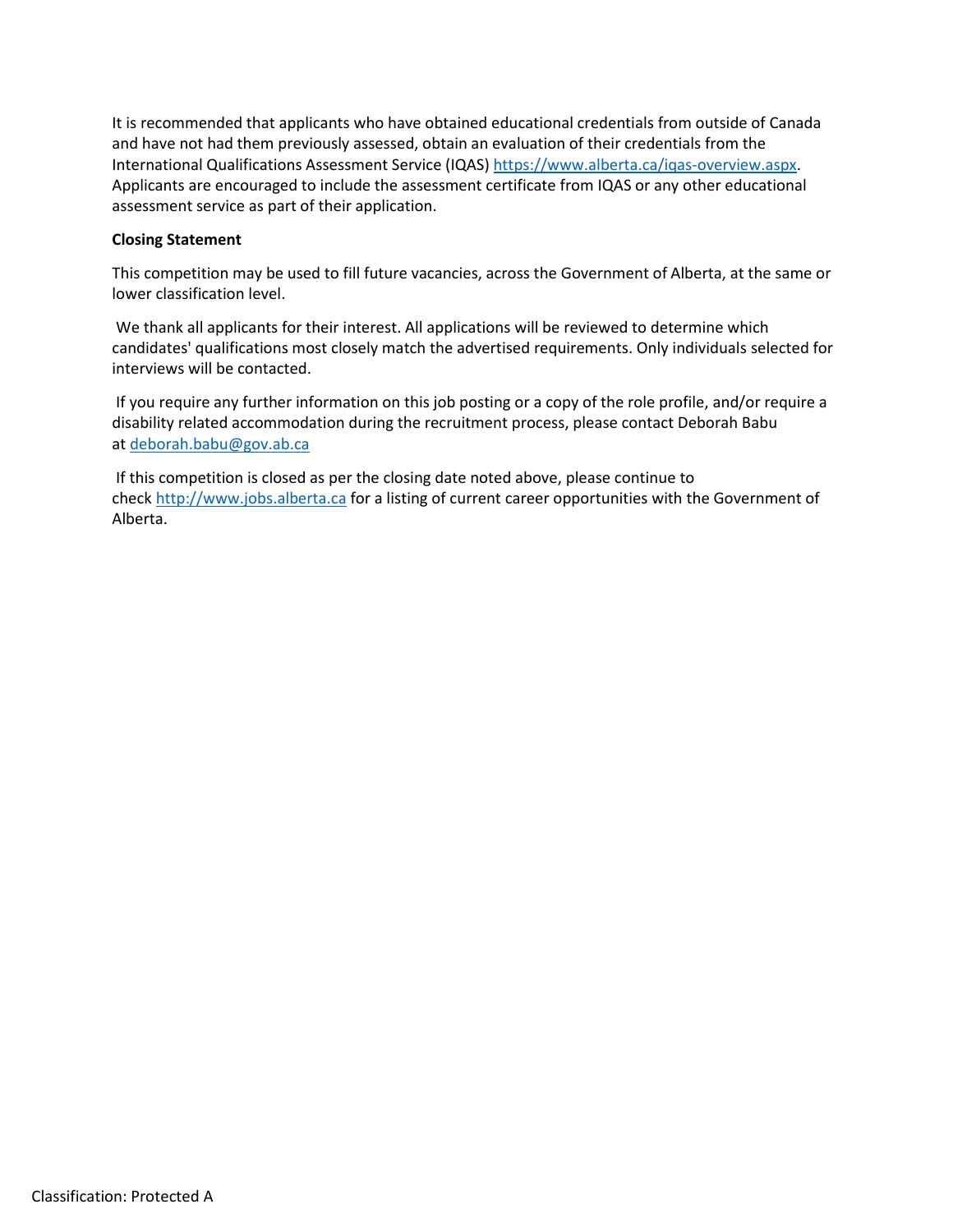It is recommended that applicants who have obtained educational credentials from outside of Canada and have not had them previously assessed, obtain an evaluation of their credentials from the International Qualifications Assessment Service (IQAS) https://www.alberta.ca/iqas-overview.aspx. Applicants are encouraged to include the assessment certificate from IQAS or any other educational assessment service as part of their application.

**Closing Statement**

This competition may be used to fill future vacancies, across the Government of Alberta, at the same or lower classification level.

We thank all applicants for their interest. All applications will be reviewed to determine which candidates' qualifications most closely match the advertised requirements. Only individuals selected for interviews will be contacted.

If you require any further information on this job posting or a copy of the role profile, and/or require a disability related accommodation during the recruitment process, please contact Deborah Babu at deborah.babu@gov.ab.ca

If this competition is closed as per the closing date noted above, please continue to check http://www.jobs.alberta.ca for a listing of current career opportunities with the Government of Alberta.

Classification: Protected A